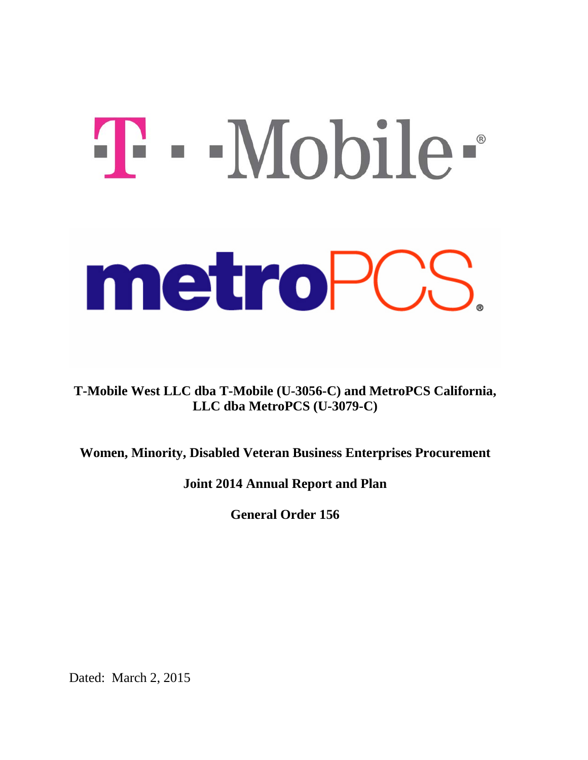**T-Mobile West LLC dba T-Mobile (U-3056-C) and MetroPCS California, LLC dba MetroPCS (U-3079-C)**

**Women, Minority, Disabled Veteran Business Enterprises Procurement**

**Joint 2014 Annual Report and Plan**

**General Order 156**

Dated: March 2, 2015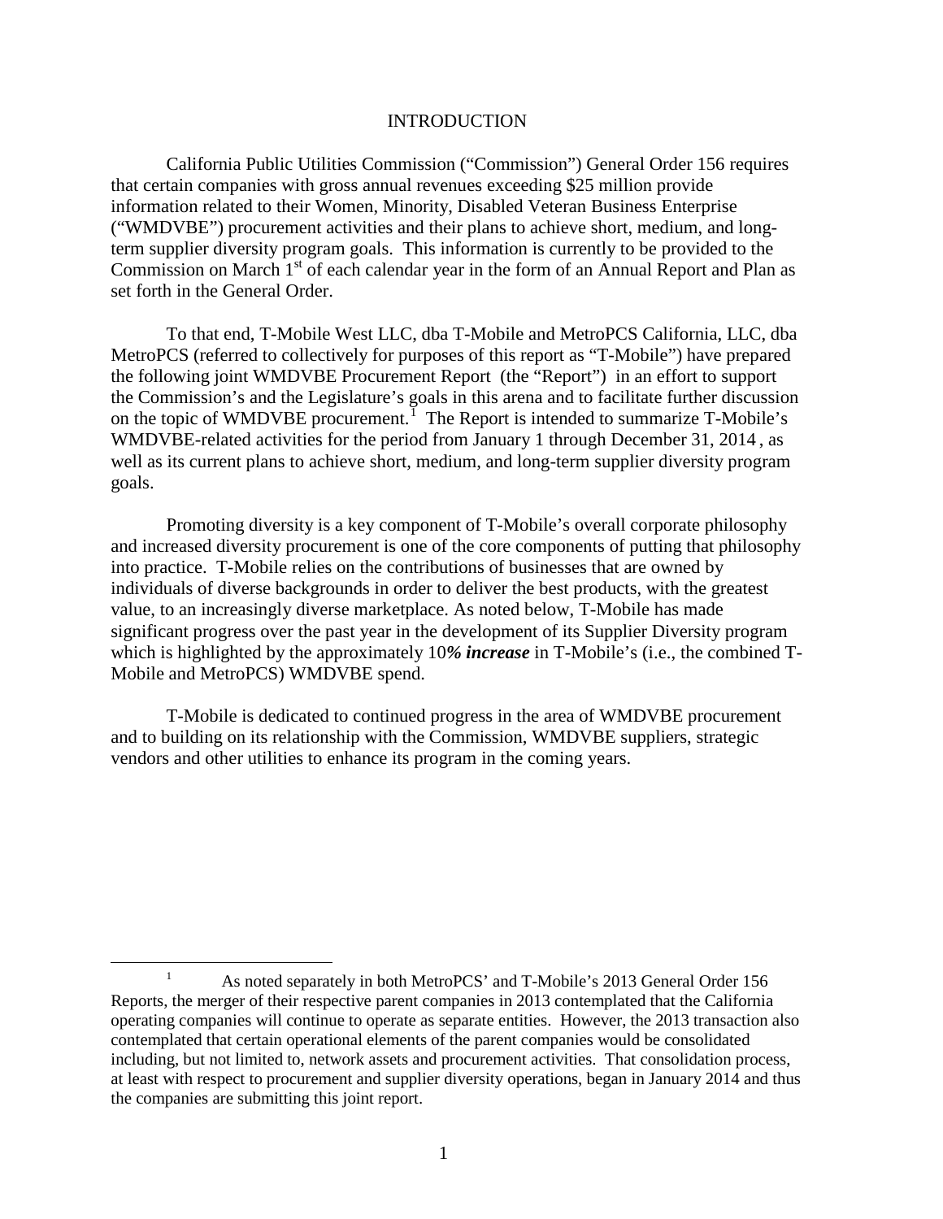# INTRODUCTION

California Public Utilities Commission ("Commission") General Order 156 requires that certain companies with gross annual revenues exceeding $25 million provide information related to their Women, Minority, Disabled Veteran Business Enterprise ("WMDVBE") procurement activities and their plans to achieve short, medium, and long-term supplier diversity program goals. This information is currently to be provided to the Commission on March 1st of each calendar year in the form of an Annual Report and Plan as set forth in the General Order.

To that end, T-Mobile West LLC, dba T-Mobile and MetroPCS California, LLC, dba MetroPCS (referred to collectively for purposes of this report as "T-Mobile") have prepared the following joint WMDVBE Procurement Report (the "Report") in an effort to support the Commission's and the Legislature's goals in this arena and to facilitate further discussion on the topic of WMDVBE procurement.[1] The Report is intended to summarize T-Mobile's WMDVBE-related activities for the period from January 1 through December 31, 2014, as well as its current plans to achieve short, medium, and long-term supplier diversity program goals.

Promoting diversity is a key component of T-Mobile's overall corporate philosophy and increased diversity procurement is one of the core components of putting that philosophy into practice. T-Mobile relies on the contributions of businesses that are owned by individuals of diverse backgrounds in order to deliver the best products, with the greatest value, to an increasingly diverse marketplace. As noted below, T-Mobile has made significant progress over the past year in the development of its Supplier Diversity program which is highlighted by the approximately 10***% increase*** in T-Mobile's (i.e., the combined T-Mobile and MetroPCS) WMDVBE spend.

T-Mobile is dedicated to continued progress in the area of WMDVBE procurement and to building on its relationship with the Commission, WMDVBE suppliers, strategic vendors and other utilities to enhance its program in the coming years.

---

[1] As noted separately in both MetroPCS' and T-Mobile's 2013 General Order 156 Reports, the merger of their respective parent companies in 2013 contemplated that the California operating companies will continue to operate as separate entities. However, the 2013 transaction also contemplated that certain operational elements of the parent companies would be consolidated including, but not limited to, network assets and procurement activities. That consolidation process, at least with respect to procurement and supplier diversity operations, began in January 2014 and thus the companies are submitting this joint report.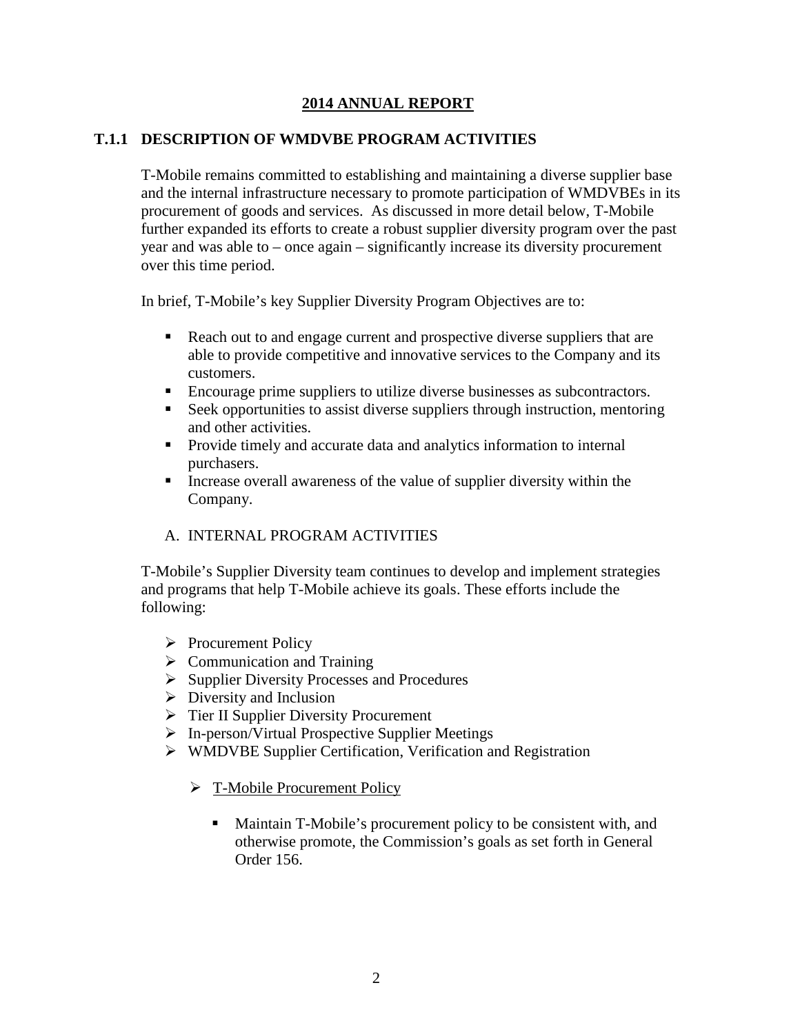## 2014 ANNUAL REPORT

### T.1.1 DESCRIPTION OF WMDVBE PROGRAM ACTIVITIES

T-Mobile remains committed to establishing and maintaining a diverse supplier base and the internal infrastructure necessary to promote participation of WMDVBEs in its procurement of goods and services. As discussed in more detail below, T-Mobile further expanded its efforts to create a robust supplier diversity program over the past year and was able to – once again – significantly increase its diversity procurement over this time period.

In brief, T-Mobile's key Supplier Diversity Program Objectives are to:

- Reach out to and engage current and prospective diverse suppliers that are able to provide competitive and innovative services to the Company and its customers.
- Encourage prime suppliers to utilize diverse businesses as subcontractors.
- Seek opportunities to assist diverse suppliers through instruction, mentoring and other activities.
- Provide timely and accurate data and analytics information to internal purchasers.
- Increase overall awareness of the value of supplier diversity within the Company.

A. INTERNAL PROGRAM ACTIVITIES

T-Mobile's Supplier Diversity team continues to develop and implement strategies and programs that help T-Mobile achieve its goals. These efforts include the following:

- Procurement Policy
- Communication and Training
- Supplier Diversity Processes and Procedures
- Diversity and Inclusion
- Tier II Supplier Diversity Procurement
- In-person/Virtual Prospective Supplier Meetings
- WMDVBE Supplier Certification, Verification and Registration

  - T-Mobile Procurement Policy

    - Maintain T-Mobile's procurement policy to be consistent with, and otherwise promote, the Commission's goals as set forth in General Order 156.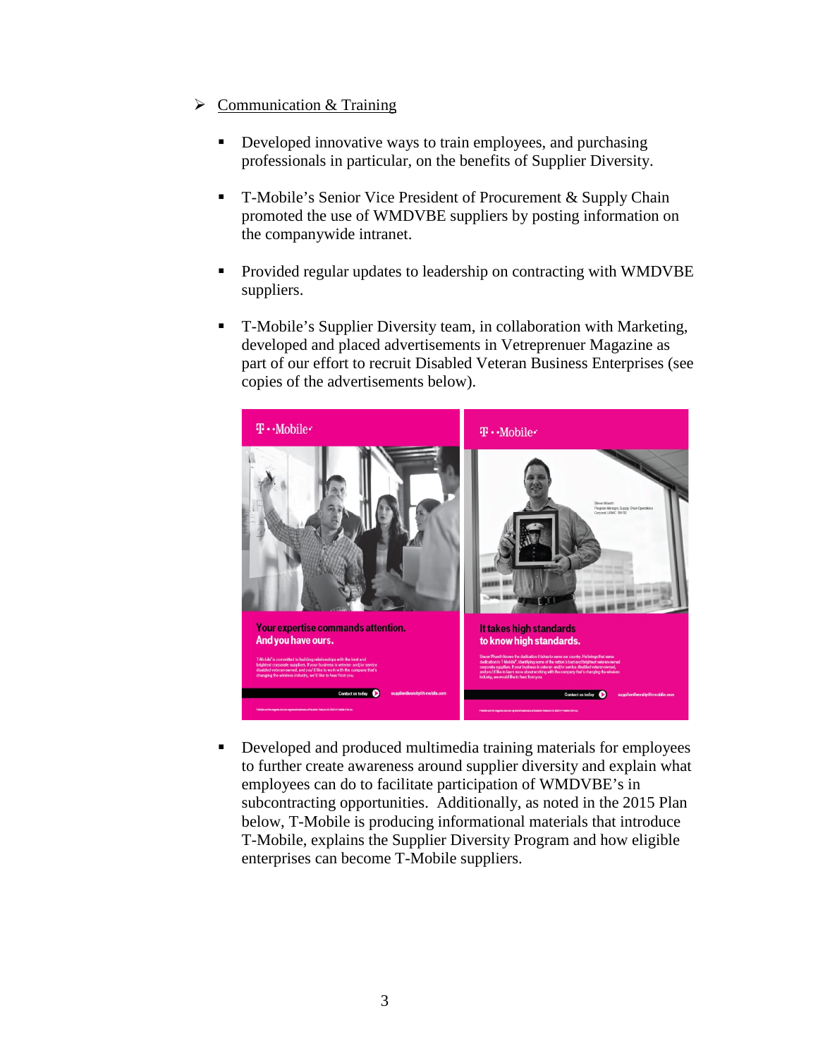- Communication & Training

  - Developed innovative ways to train employees, and purchasing professionals in particular, on the benefits of Supplier Diversity.

  - T-Mobile's Senior Vice President of Procurement & Supply Chain promoted the use of WMDVBE suppliers by posting information on the companywide intranet.

  - Provided regular updates to leadership on contracting with WMDVBE suppliers.

  - T-Mobile's Supplier Diversity team, in collaboration with Marketing, developed and placed advertisements in Vetreprenuer Magazine as part of our effort to recruit Disabled Veteran Business Enterprises (see copies of the advertisements below).

  - Developed and produced multimedia training materials for employees to further create awareness around supplier diversity and explain what employees can do to facilitate participation of WMDVBE's in subcontracting opportunities. Additionally, as noted in the 2015 Plan below, T-Mobile is producing informational materials that introduce T-Mobile, explains the Supplier Diversity Program and how eligible enterprises can become T-Mobile suppliers.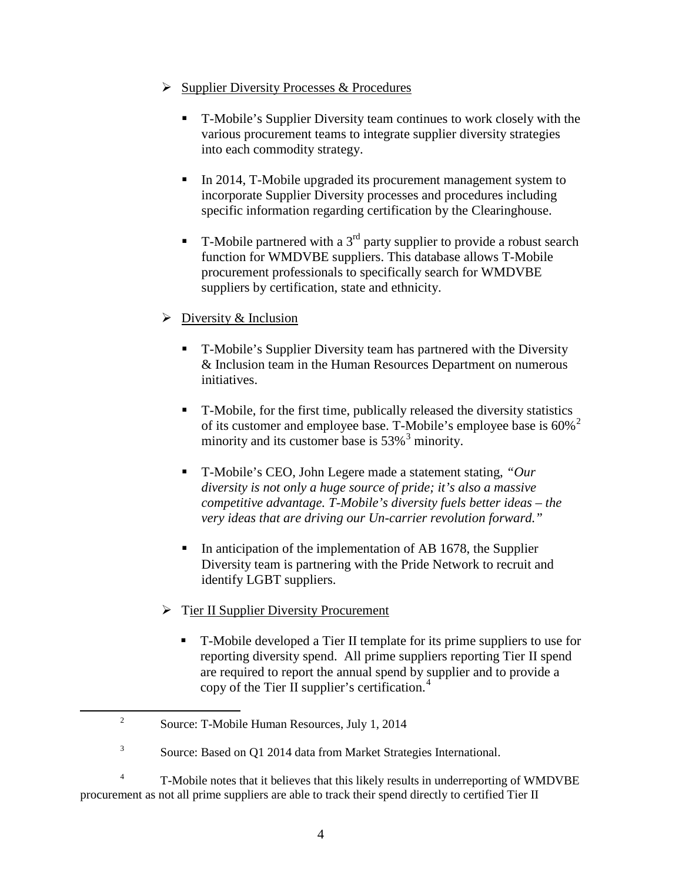- <u>Supplier Diversity Processes & Procedures</u>

  - T-Mobile's Supplier Diversity team continues to work closely with the various procurement teams to integrate supplier diversity strategies into each commodity strategy.

  - In 2014, T-Mobile upgraded its procurement management system to incorporate Supplier Diversity processes and procedures including specific information regarding certification by the Clearinghouse.

  - T-Mobile partnered with a 3rd party supplier to provide a robust search function for WMDVBE suppliers. This database allows T-Mobile procurement professionals to specifically search for WMDVBE suppliers by certification, state and ethnicity.

- <u>Diversity & Inclusion</u>

  - T-Mobile's Supplier Diversity team has partnered with the Diversity & Inclusion team in the Human Resources Department on numerous initiatives.

  - T-Mobile, for the first time, publically released the diversity statistics of its customer and employee base. T-Mobile's employee base is 60%[2] minority and its customer base is 53%[3] minority.

  - T-Mobile's CEO, John Legere made a statement stating, *"Our diversity is not only a huge source of pride; it's also a massive competitive advantage. T-Mobile's diversity fuels better ideas – the very ideas that are driving our Un-carrier revolution forward."*

  - In anticipation of the implementation of AB 1678, the Supplier Diversity team is partnering with the Pride Network to recruit and identify LGBT suppliers.

- <u>Tier II Supplier Diversity Procurement</u>

  - T-Mobile developed a Tier II template for its prime suppliers to use for reporting diversity spend. All prime suppliers reporting Tier II spend are required to report the annual spend by supplier and to provide a copy of the Tier II supplier's certification.[4]

---

[2] Source: T-Mobile Human Resources, July 1, 2014

[3] Source: Based on Q1 2014 data from Market Strategies International.

[4] T-Mobile notes that it believes that this likely results in underreporting of WMDVBE procurement as not all prime suppliers are able to track their spend directly to certified Tier II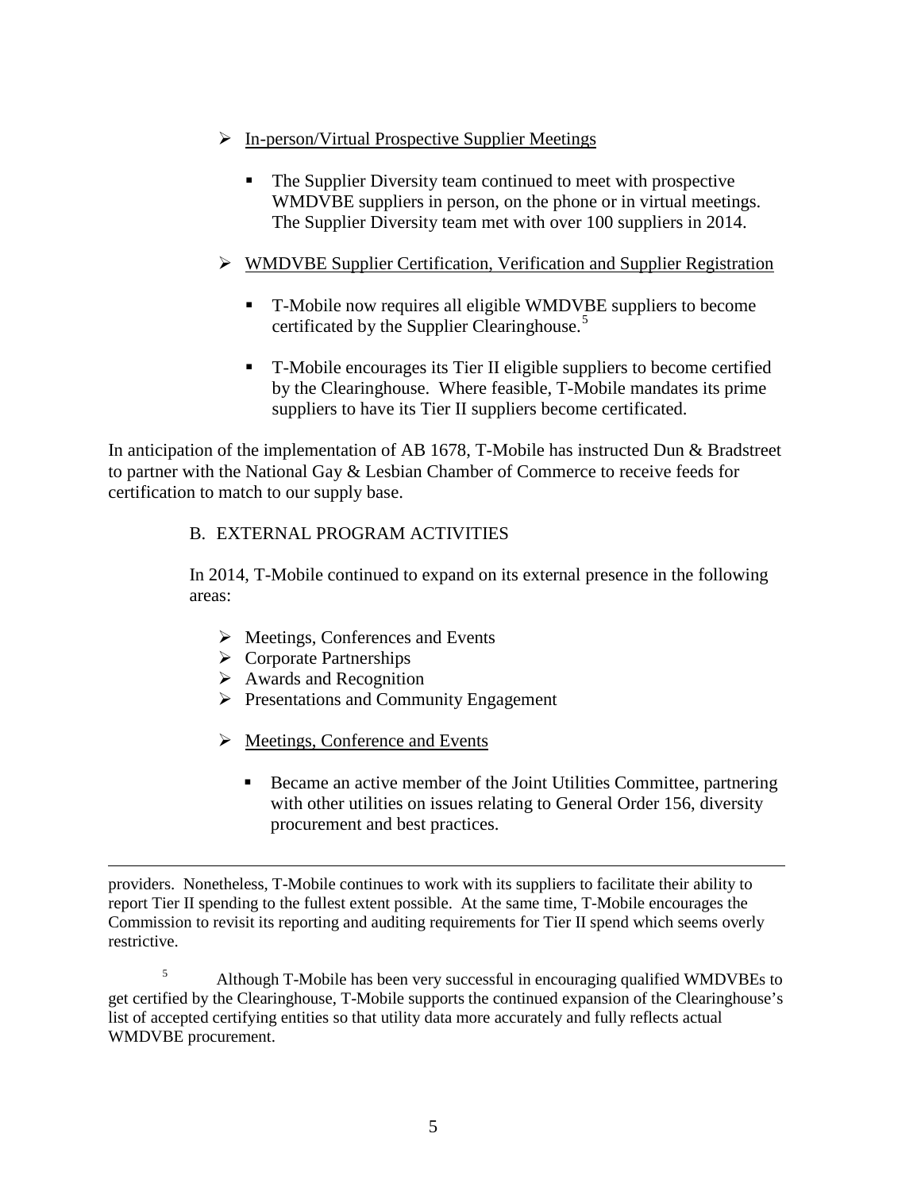- In-person/Virtual Prospective Supplier Meetings

  - The Supplier Diversity team continued to meet with prospective WMDVBE suppliers in person, on the phone or in virtual meetings. The Supplier Diversity team met with over 100 suppliers in 2014.

- WMDVBE Supplier Certification, Verification and Supplier Registration

  - T-Mobile now requires all eligible WMDVBE suppliers to become certificated by the Supplier Clearinghouse.[5]

  - T-Mobile encourages its Tier II eligible suppliers to become certified by the Clearinghouse. Where feasible, T-Mobile mandates its prime suppliers to have its Tier II suppliers become certificated.

In anticipation of the implementation of AB 1678, T-Mobile has instructed Dun & Bradstreet to partner with the National Gay & Lesbian Chamber of Commerce to receive feeds for certification to match to our supply base.

B. EXTERNAL PROGRAM ACTIVITIES

In 2014, T-Mobile continued to expand on its external presence in the following areas:

- Meetings, Conferences and Events
- Corporate Partnerships
- Awards and Recognition
- Presentations and Community Engagement

- Meetings, Conference and Events

  - Became an active member of the Joint Utilities Committee, partnering with other utilities on issues relating to General Order 156, diversity procurement and best practices.

---

providers. Nonetheless, T-Mobile continues to work with its suppliers to facilitate their ability to report Tier II spending to the fullest extent possible. At the same time, T-Mobile encourages the Commission to revisit its reporting and auditing requirements for Tier II spend which seems overly restrictive.

[5] Although T-Mobile has been very successful in encouraging qualified WMDVBEs to get certified by the Clearinghouse, T-Mobile supports the continued expansion of the Clearinghouse's list of accepted certifying entities so that utility data more accurately and fully reflects actual WMDVBE procurement.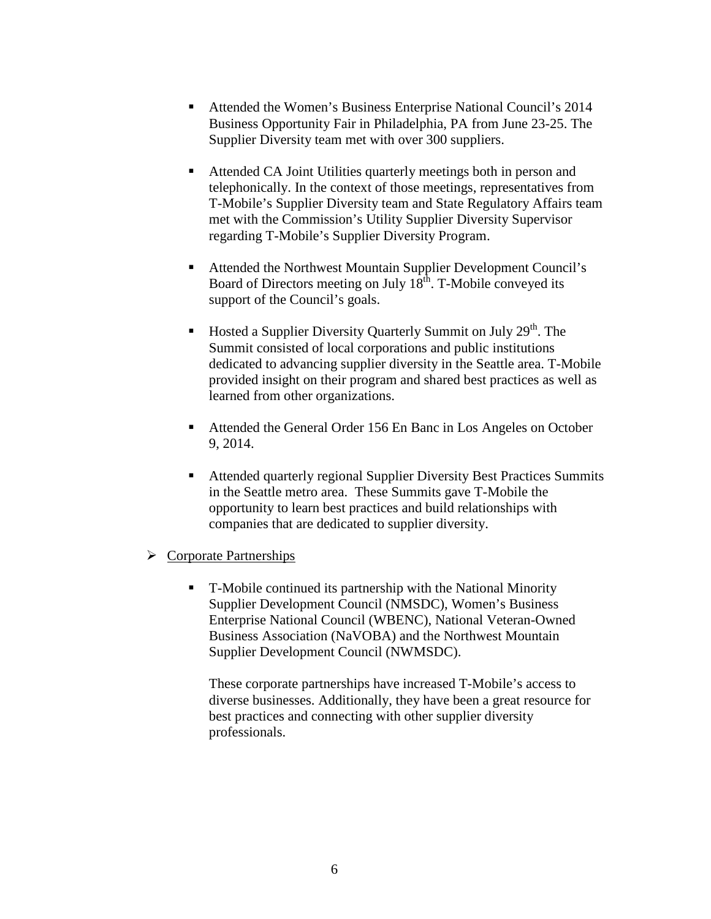- Attended the Women's Business Enterprise National Council's 2014 Business Opportunity Fair in Philadelphia, PA from June 23-25. The Supplier Diversity team met with over 300 suppliers.

- Attended CA Joint Utilities quarterly meetings both in person and telephonically. In the context of those meetings, representatives from T-Mobile's Supplier Diversity team and State Regulatory Affairs team met with the Commission's Utility Supplier Diversity Supervisor regarding T-Mobile's Supplier Diversity Program.

- Attended the Northwest Mountain Supplier Development Council's Board of Directors meeting on July 18th. T-Mobile conveyed its support of the Council's goals.

- Hosted a Supplier Diversity Quarterly Summit on July 29th. The Summit consisted of local corporations and public institutions dedicated to advancing supplier diversity in the Seattle area. T-Mobile provided insight on their program and shared best practices as well as learned from other organizations.

- Attended the General Order 156 En Banc in Los Angeles on October 9, 2014.

- Attended quarterly regional Supplier Diversity Best Practices Summits in the Seattle metro area. These Summits gave T-Mobile the opportunity to learn best practices and build relationships with companies that are dedicated to supplier diversity.

- <u>Corporate Partnerships</u>

  - T-Mobile continued its partnership with the National Minority Supplier Development Council (NMSDC), Women's Business Enterprise National Council (WBENC), National Veteran-Owned Business Association (NaVOBA) and the Northwest Mountain Supplier Development Council (NWMSDC).

    These corporate partnerships have increased T-Mobile's access to diverse businesses. Additionally, they have been a great resource for best practices and connecting with other supplier diversity professionals.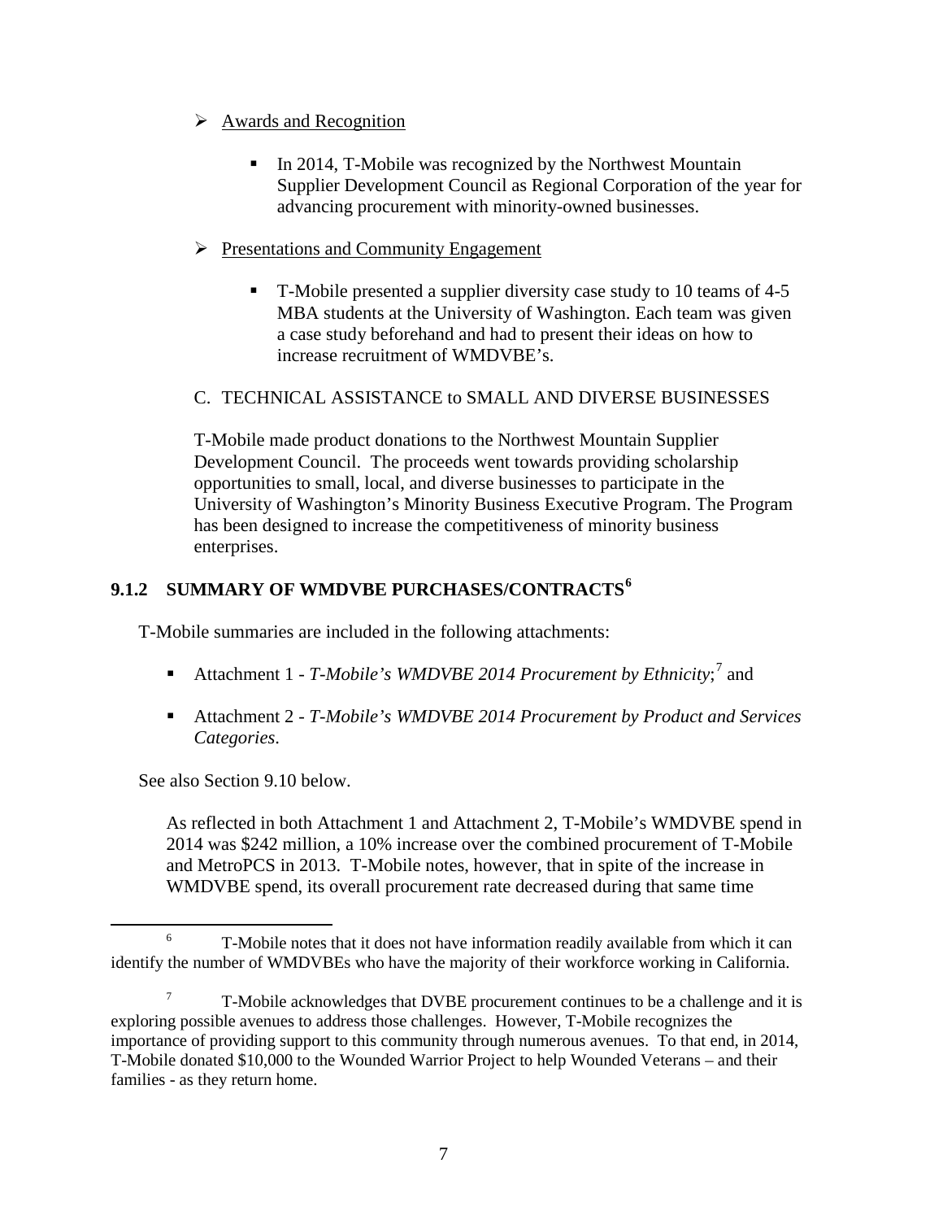- Awards and Recognition

  - In 2014, T-Mobile was recognized by the Northwest Mountain Supplier Development Council as Regional Corporation of the year for advancing procurement with minority-owned businesses.

- Presentations and Community Engagement

  - T-Mobile presented a supplier diversity case study to 10 teams of 4-5 MBA students at the University of Washington. Each team was given a case study beforehand and had to present their ideas on how to increase recruitment of WMDVBE's.

C. TECHNICAL ASSISTANCE to SMALL AND DIVERSE BUSINESSES

T-Mobile made product donations to the Northwest Mountain Supplier Development Council. The proceeds went towards providing scholarship opportunities to small, local, and diverse businesses to participate in the University of Washington's Minority Business Executive Program. The Program has been designed to increase the competitiveness of minority business enterprises.

### 9.1.2 SUMMARY OF WMDVBE PURCHASES/CONTRACTS[6]

T-Mobile summaries are included in the following attachments:

- Attachment 1 - *T-Mobile's WMDVBE 2014 Procurement by Ethnicity*;[7] and

- Attachment 2 - *T-Mobile's WMDVBE 2014 Procurement by Product and Services Categories*.

See also Section 9.10 below.

As reflected in both Attachment 1 and Attachment 2, T-Mobile's WMDVBE spend in 2014 was $242 million, a 10% increase over the combined procurement of T-Mobile and MetroPCS in 2013. T-Mobile notes, however, that in spite of the increase in WMDVBE spend, its overall procurement rate decreased during that same time

---

[6] T-Mobile notes that it does not have information readily available from which it can identify the number of WMDVBEs who have the majority of their workforce working in California.

[7] T-Mobile acknowledges that DVBE procurement continues to be a challenge and it is exploring possible avenues to address those challenges. However, T-Mobile recognizes the importance of providing support to this community through numerous avenues. To that end, in 2014, T-Mobile donated $10,000 to the Wounded Warrior Project to help Wounded Veterans – and their families - as they return home.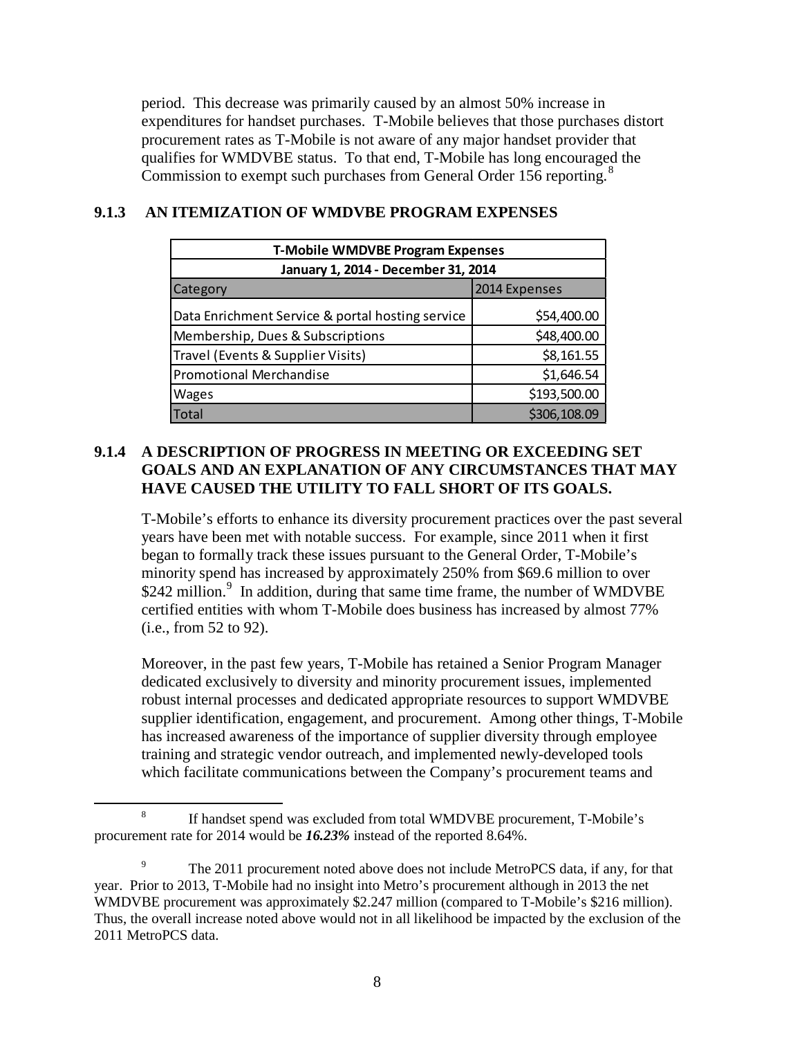period. This decrease was primarily caused by an almost 50% increase in expenditures for handset purchases. T-Mobile believes that those purchases distort procurement rates as T-Mobile is not aware of any major handset provider that qualifies for WMDVBE status. To that end, T-Mobile has long encouraged the Commission to exempt such purchases from General Order 156 reporting.[8]

### 9.1.3 AN ITEMIZATION OF WMDVBE PROGRAM EXPENSES

| T-Mobile WMDVBE Program Expenses | |
|---|---|
| January 1, 2014 - December 31, 2014 | |
| Category | 2014 Expenses |
| Data Enrichment Service & portal hosting service | $54,400.00 |
| Membership, Dues & Subscriptions | $48,400.00 |
| Travel (Events & Supplier Visits) | $8,161.55 |
| Promotional Merchandise | $1,646.54 |
| Wages | $193,500.00 |
| Total | $306,108.09 |

### 9.1.4 A DESCRIPTION OF PROGRESS IN MEETING OR EXCEEDING SET GOALS AND AN EXPLANATION OF ANY CIRCUMSTANCES THAT MAY HAVE CAUSED THE UTILITY TO FALL SHORT OF ITS GOALS.

T-Mobile's efforts to enhance its diversity procurement practices over the past several years have been met with notable success. For example, since 2011 when it first began to formally track these issues pursuant to the General Order, T-Mobile's minority spend has increased by approximately 250% from $69.6 million to over $242 million.[9] In addition, during that same time frame, the number of WMDVBE certified entities with whom T-Mobile does business has increased by almost 77% (i.e., from 52 to 92).

Moreover, in the past few years, T-Mobile has retained a Senior Program Manager dedicated exclusively to diversity and minority procurement issues, implemented robust internal processes and dedicated appropriate resources to support WMDVBE supplier identification, engagement, and procurement. Among other things, T-Mobile has increased awareness of the importance of supplier diversity through employee training and strategic vendor outreach, and implemented newly-developed tools which facilitate communications between the Company's procurement teams and

[8] If handset spend was excluded from total WMDVBE procurement, T-Mobile's procurement rate for 2014 would be ***16.23%*** instead of the reported 8.64%.

[9] The 2011 procurement noted above does not include MetroPCS data, if any, for that year. Prior to 2013, T-Mobile had no insight into Metro's procurement although in 2013 the net WMDVBE procurement was approximately $2.247 million (compared to T-Mobile's $216 million). Thus, the overall increase noted above would not in all likelihood be impacted by the exclusion of the 2011 MetroPCS data.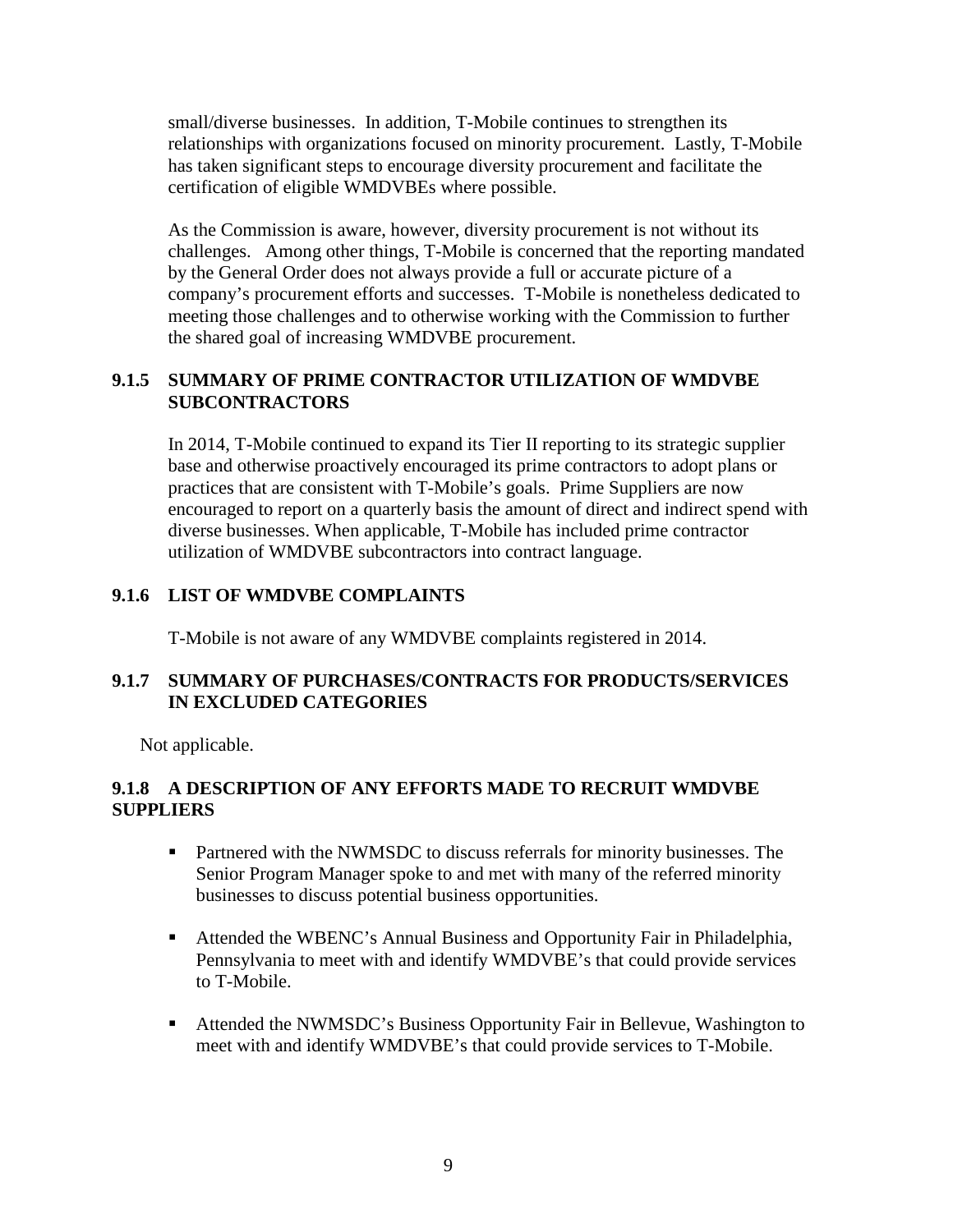small/diverse businesses. In addition, T-Mobile continues to strengthen its relationships with organizations focused on minority procurement. Lastly, T-Mobile has taken significant steps to encourage diversity procurement and facilitate the certification of eligible WMDVBEs where possible.

As the Commission is aware, however, diversity procurement is not without its challenges. Among other things, T-Mobile is concerned that the reporting mandated by the General Order does not always provide a full or accurate picture of a company's procurement efforts and successes. T-Mobile is nonetheless dedicated to meeting those challenges and to otherwise working with the Commission to further the shared goal of increasing WMDVBE procurement.

### 9.1.5 SUMMARY OF PRIME CONTRACTOR UTILIZATION OF WMDVBE SUBCONTRACTORS

In 2014, T-Mobile continued to expand its Tier II reporting to its strategic supplier base and otherwise proactively encouraged its prime contractors to adopt plans or practices that are consistent with T-Mobile's goals. Prime Suppliers are now encouraged to report on a quarterly basis the amount of direct and indirect spend with diverse businesses. When applicable, T-Mobile has included prime contractor utilization of WMDVBE subcontractors into contract language.

### 9.1.6 LIST OF WMDVBE COMPLAINTS

T-Mobile is not aware of any WMDVBE complaints registered in 2014.

### 9.1.7 SUMMARY OF PURCHASES/CONTRACTS FOR PRODUCTS/SERVICES IN EXCLUDED CATEGORIES

Not applicable.

### 9.1.8 A DESCRIPTION OF ANY EFFORTS MADE TO RECRUIT WMDVBE SUPPLIERS

- Partnered with the NWMSDC to discuss referrals for minority businesses. The Senior Program Manager spoke to and met with many of the referred minority businesses to discuss potential business opportunities.
- Attended the WBENC's Annual Business and Opportunity Fair in Philadelphia, Pennsylvania to meet with and identify WMDVBE's that could provide services to T-Mobile.
- Attended the NWMSDC's Business Opportunity Fair in Bellevue, Washington to meet with and identify WMDVBE's that could provide services to T-Mobile.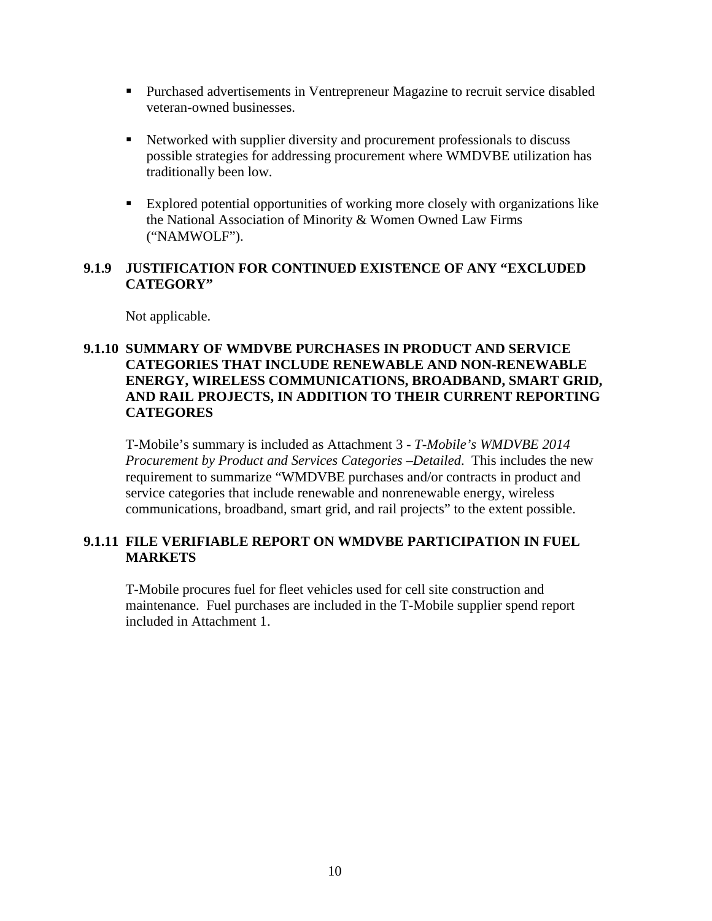- Purchased advertisements in Ventrepreneur Magazine to recruit service disabled veteran-owned businesses.

- Networked with supplier diversity and procurement professionals to discuss possible strategies for addressing procurement where WMDVBE utilization has traditionally been low.

- Explored potential opportunities of working more closely with organizations like the National Association of Minority & Women Owned Law Firms ("NAMWOLF").

### 9.1.9 JUSTIFICATION FOR CONTINUED EXISTENCE OF ANY "EXCLUDED CATEGORY"

Not applicable.

### 9.1.10 SUMMARY OF WMDVBE PURCHASES IN PRODUCT AND SERVICE CATEGORIES THAT INCLUDE RENEWABLE AND NON-RENEWABLE ENERGY, WIRELESS COMMUNICATIONS, BROADBAND, SMART GRID, AND RAIL PROJECTS, IN ADDITION TO THEIR CURRENT REPORTING CATEGORES

T-Mobile's summary is included as Attachment 3 - *T-Mobile's WMDVBE 2014 Procurement by Product and Services Categories –Detailed*. This includes the new requirement to summarize "WMDVBE purchases and/or contracts in product and service categories that include renewable and nonrenewable energy, wireless communications, broadband, smart grid, and rail projects" to the extent possible.

### 9.1.11 FILE VERIFIABLE REPORT ON WMDVBE PARTICIPATION IN FUEL MARKETS

T-Mobile procures fuel for fleet vehicles used for cell site construction and maintenance. Fuel purchases are included in the T-Mobile supplier spend report included in Attachment 1.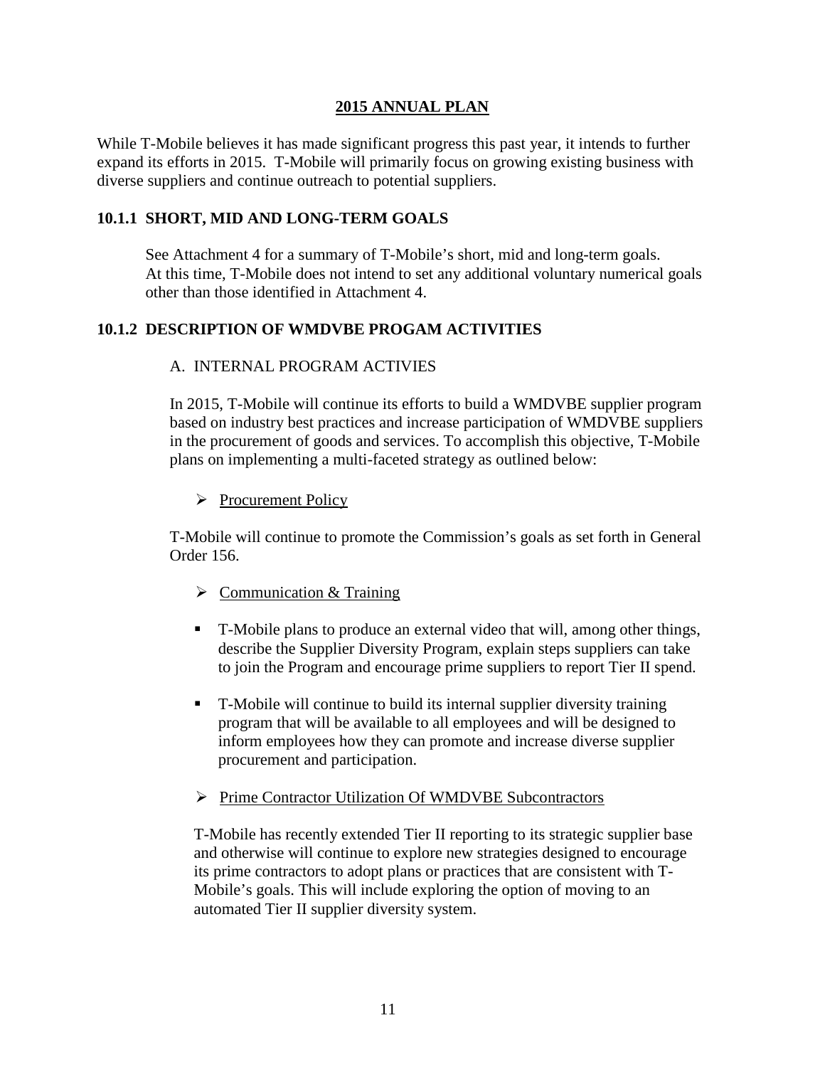## 2015 ANNUAL PLAN

While T-Mobile believes it has made significant progress this past year, it intends to further expand its efforts in 2015. T-Mobile will primarily focus on growing existing business with diverse suppliers and continue outreach to potential suppliers.

### 10.1.1 SHORT, MID AND LONG-TERM GOALS

See Attachment 4 for a summary of T-Mobile's short, mid and long-term goals. At this time, T-Mobile does not intend to set any additional voluntary numerical goals other than those identified in Attachment 4.

### 10.1.2 DESCRIPTION OF WMDVBE PROGAM ACTIVITIES

A. INTERNAL PROGRAM ACTIVIES

In 2015, T-Mobile will continue its efforts to build a WMDVBE supplier program based on industry best practices and increase participation of WMDVBE suppliers in the procurement of goods and services. To accomplish this objective, T-Mobile plans on implementing a multi-faceted strategy as outlined below:

- Procurement Policy

T-Mobile will continue to promote the Commission's goals as set forth in General Order 156.

- Communication & Training

- T-Mobile plans to produce an external video that will, among other things, describe the Supplier Diversity Program, explain steps suppliers can take to join the Program and encourage prime suppliers to report Tier II spend.
- T-Mobile will continue to build its internal supplier diversity training program that will be available to all employees and will be designed to inform employees how they can promote and increase diverse supplier procurement and participation.

- Prime Contractor Utilization Of WMDVBE Subcontractors

T-Mobile has recently extended Tier II reporting to its strategic supplier base and otherwise will continue to explore new strategies designed to encourage its prime contractors to adopt plans or practices that are consistent with T-Mobile's goals. This will include exploring the option of moving to an automated Tier II supplier diversity system.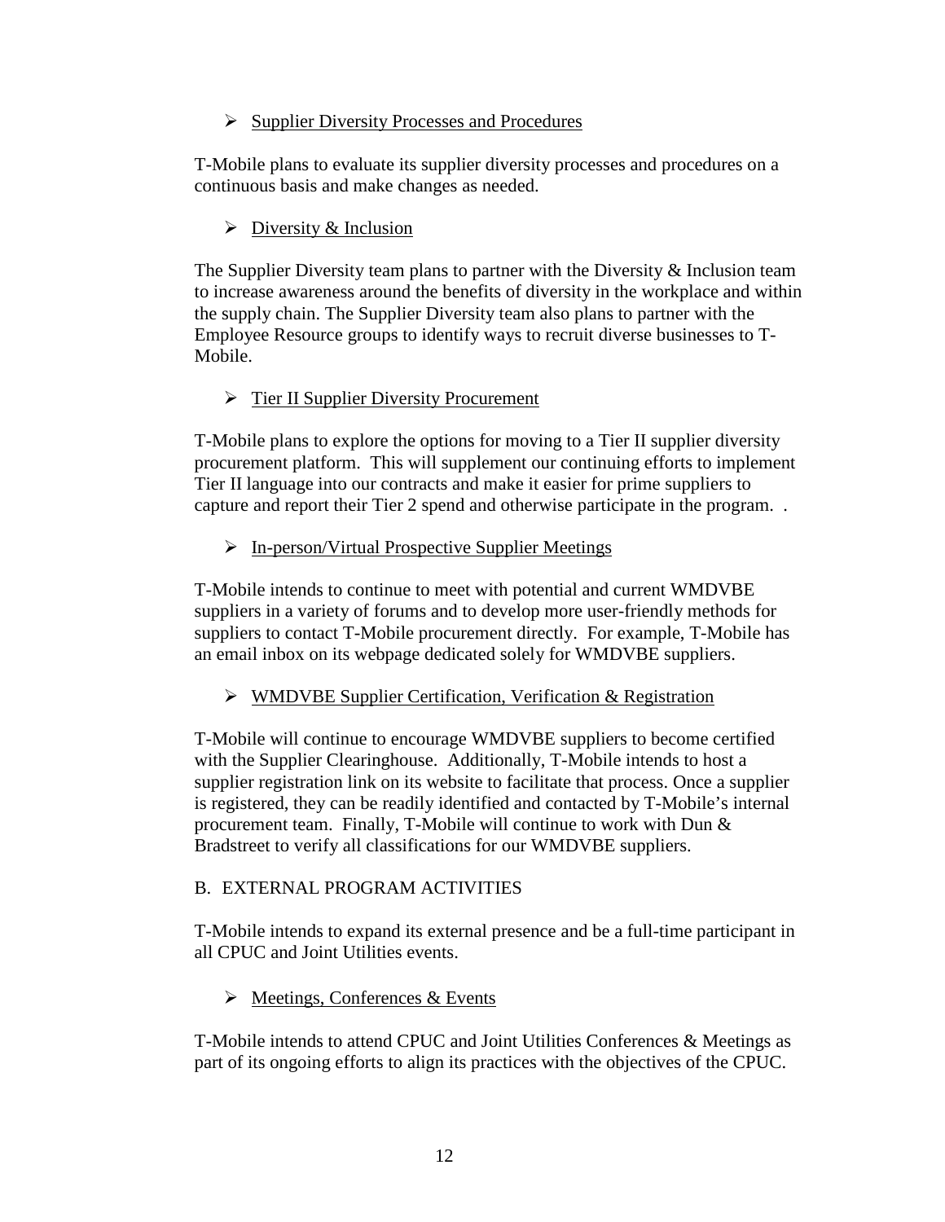- Supplier Diversity Processes and Procedures

T-Mobile plans to evaluate its supplier diversity processes and procedures on a continuous basis and make changes as needed.

- Diversity & Inclusion

The Supplier Diversity team plans to partner with the Diversity & Inclusion team to increase awareness around the benefits of diversity in the workplace and within the supply chain. The Supplier Diversity team also plans to partner with the Employee Resource groups to identify ways to recruit diverse businesses to T-Mobile.

- Tier II Supplier Diversity Procurement

T-Mobile plans to explore the options for moving to a Tier II supplier diversity procurement platform. This will supplement our continuing efforts to implement Tier II language into our contracts and make it easier for prime suppliers to capture and report their Tier 2 spend and otherwise participate in the program. .

- In-person/Virtual Prospective Supplier Meetings

T-Mobile intends to continue to meet with potential and current WMDVBE suppliers in a variety of forums and to develop more user-friendly methods for suppliers to contact T-Mobile procurement directly. For example, T-Mobile has an email inbox on its webpage dedicated solely for WMDVBE suppliers.

- WMDVBE Supplier Certification, Verification & Registration

T-Mobile will continue to encourage WMDVBE suppliers to become certified with the Supplier Clearinghouse. Additionally, T-Mobile intends to host a supplier registration link on its website to facilitate that process. Once a supplier is registered, they can be readily identified and contacted by T-Mobile's internal procurement team. Finally, T-Mobile will continue to work with Dun & Bradstreet to verify all classifications for our WMDVBE suppliers.

## B. EXTERNAL PROGRAM ACTIVITIES

T-Mobile intends to expand its external presence and be a full-time participant in all CPUC and Joint Utilities events.

- Meetings, Conferences & Events

T-Mobile intends to attend CPUC and Joint Utilities Conferences & Meetings as part of its ongoing efforts to align its practices with the objectives of the CPUC.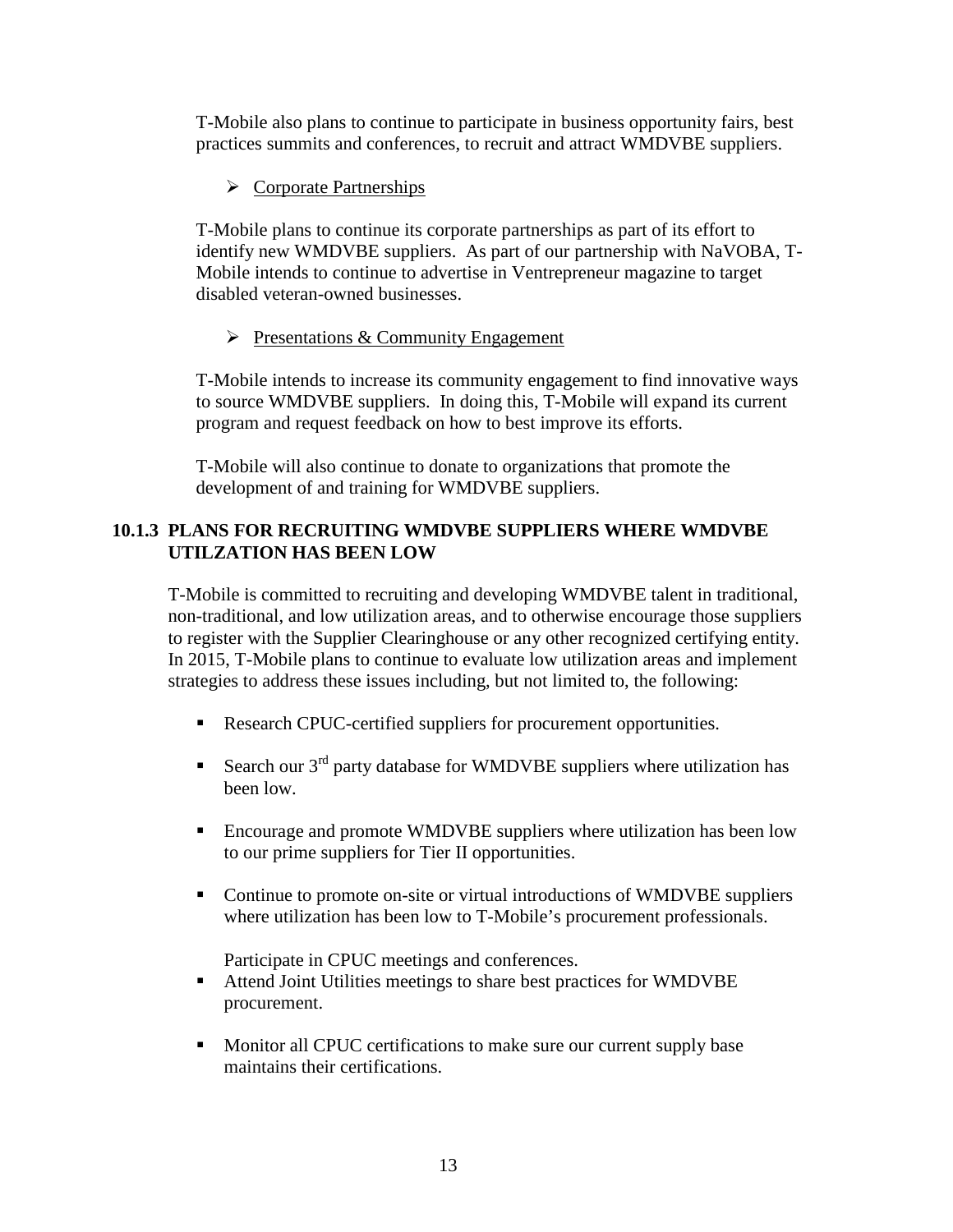T-Mobile also plans to continue to participate in business opportunity fairs, best practices summits and conferences, to recruit and attract WMDVBE suppliers.

- Corporate Partnerships

T-Mobile plans to continue its corporate partnerships as part of its effort to identify new WMDVBE suppliers. As part of our partnership with NaVOBA, T-Mobile intends to continue to advertise in Ventrepreneur magazine to target disabled veteran-owned businesses.

- Presentations & Community Engagement

T-Mobile intends to increase its community engagement to find innovative ways to source WMDVBE suppliers. In doing this, T-Mobile will expand its current program and request feedback on how to best improve its efforts.

T-Mobile will also continue to donate to organizations that promote the development of and training for WMDVBE suppliers.

### 10.1.3 PLANS FOR RECRUITING WMDVBE SUPPLIERS WHERE WMDVBE UTILZATION HAS BEEN LOW

T-Mobile is committed to recruiting and developing WMDVBE talent in traditional, non-traditional, and low utilization areas, and to otherwise encourage those suppliers to register with the Supplier Clearinghouse or any other recognized certifying entity. In 2015, T-Mobile plans to continue to evaluate low utilization areas and implement strategies to address these issues including, but not limited to, the following:

- Research CPUC-certified suppliers for procurement opportunities.
- Search our 3rd party database for WMDVBE suppliers where utilization has been low.
- Encourage and promote WMDVBE suppliers where utilization has been low to our prime suppliers for Tier II opportunities.
- Continue to promote on-site or virtual introductions of WMDVBE suppliers where utilization has been low to T-Mobile's procurement professionals.

  Participate in CPUC meetings and conferences.
- Attend Joint Utilities meetings to share best practices for WMDVBE procurement.
- Monitor all CPUC certifications to make sure our current supply base maintains their certifications.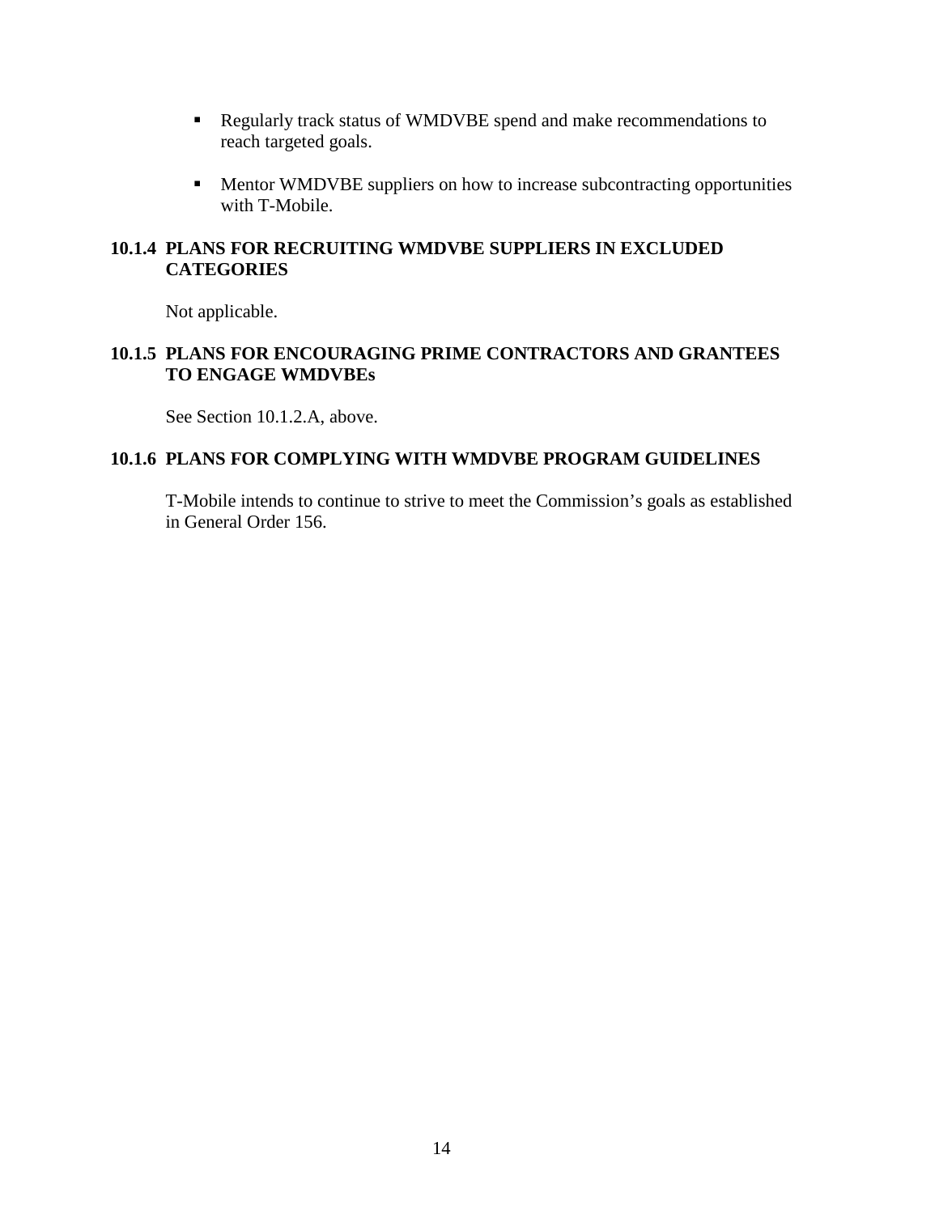- Regularly track status of WMDVBE spend and make recommendations to reach targeted goals.

- Mentor WMDVBE suppliers on how to increase subcontracting opportunities with T-Mobile.

### 10.1.4 PLANS FOR RECRUITING WMDVBE SUPPLIERS IN EXCLUDED CATEGORIES

Not applicable.

### 10.1.5 PLANS FOR ENCOURAGING PRIME CONTRACTORS AND GRANTEES TO ENGAGE WMDVBEs

See Section 10.1.2.A, above.

### 10.1.6 PLANS FOR COMPLYING WITH WMDVBE PROGRAM GUIDELINES

T-Mobile intends to continue to strive to meet the Commission's goals as established in General Order 156.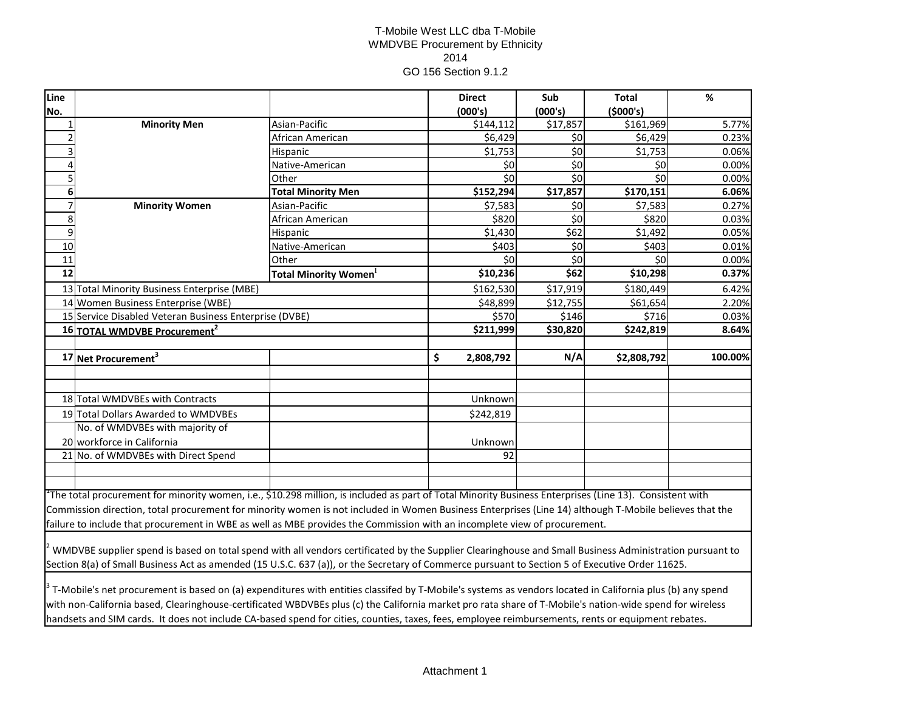T-Mobile West LLC dba T-Mobile
WMDVBE Procurement by Ethnicity
2014
GO 156 Section 9.1.2

| Line No. | | | Direct (000's) | Sub (000's) | Total ($000's) | % |
|---|---|---|---|---|---|---|
| 1 | **Minority Men** | Asian-Pacific | $144,112 | $17,857 | $161,969 | 5.77% |
| 2 | | African American | $6,429 | $0 | $6,429 | 0.23% |
| 3 | | Hispanic | $1,753 | $0 | $1,753 | 0.06% |
| 4 | | Native-American | $0 | $0 | $0 | 0.00% |
| 5 | | Other | $0 | $0 | $0 | 0.00% |
| **6** | | **Total Minority Men** | **$152,294** | **$17,857** | **$170,151** | **6.06%** |
| 7 | **Minority Women** | Asian-Pacific | $7,583 | $0 | $7,583 | 0.27% |
| 8 | | African American | $820 | $0 | $820 | 0.03% |
| 9 | | Hispanic | $1,430 | $62 | $1,492 | 0.05% |
| 10 | | Native-American | $403 | $0 | $403 | 0.01% |
| 11 | | Other | $0 | $0 | $0 | 0.00% |
| **12** | | **Total Minority Women[1]** | **$10,236** | **$62** | **$10,298** | **0.37%** |
| 13 | Total Minority Business Enterprise (MBE) | | $162,530 | $17,919 | $180,449 | 6.42% |
| 14 | Women Business Enterprise (WBE) | | $48,899 | $12,755 | $61,654 | 2.20% |
| 15 | Service Disabled Veteran Business Enterprise (DVBE) | | $570 | $146 | $716 | 0.03% |
| **16** | **TOTAL WMDVBE Procurement[2]** | | **$211,999** | **$30,820** | **$242,819** | **8.64%** |
| | | | | | | |
| **17** | **Net Procurement[3]** | | **$ 2,808,792** | **N/A** | **$2,808,792** | **100.00%** |
| | | | | | | |
| | | | | | | |
| 18 | Total WMDVBEs with Contracts | | Unknown | | | |
| 19 | Total Dollars Awarded to WMDVBEs | | $242,819 | | | |
| 20 | No. of WMDVBEs with majority of workforce in California | | Unknown | | | |
| 21 | No. of WMDVBEs with Direct Spend | | 92 | | | |

[1] The total procurement for minority women, i.e., $10.298 million, is included as part of Total Minority Business Enterprises (Line 13). Consistent with Commission direction, total procurement for minority women is not included in Women Business Enterprises (Line 14) although T-Mobile believes that the failure to include that procurement in WBE as well as MBE provides the Commission with an incomplete view of procurement.

[2] WMDVBE supplier spend is based on total spend with all vendors certificated by the Supplier Clearinghouse and Small Business Administration pursuant to Section 8(a) of Small Business Act as amended (15 U.S.C. 637 (a)), or the Secretary of Commerce pursuant to Section 5 of Executive Order 11625.

[3] T-Mobile's net procurement is based on (a) expenditures with entities classifed by T-Mobile's systems as vendors located in California plus (b) any spend with non-California based, Clearinghouse-certificated WBDVBEs plus (c) the California market pro rata share of T-Mobile's nation-wide spend for wireless handsets and SIM cards. It does not include CA-based spend for cities, counties, taxes, fees, employee reimbursements, rents or equipment rebates.

Attachment 1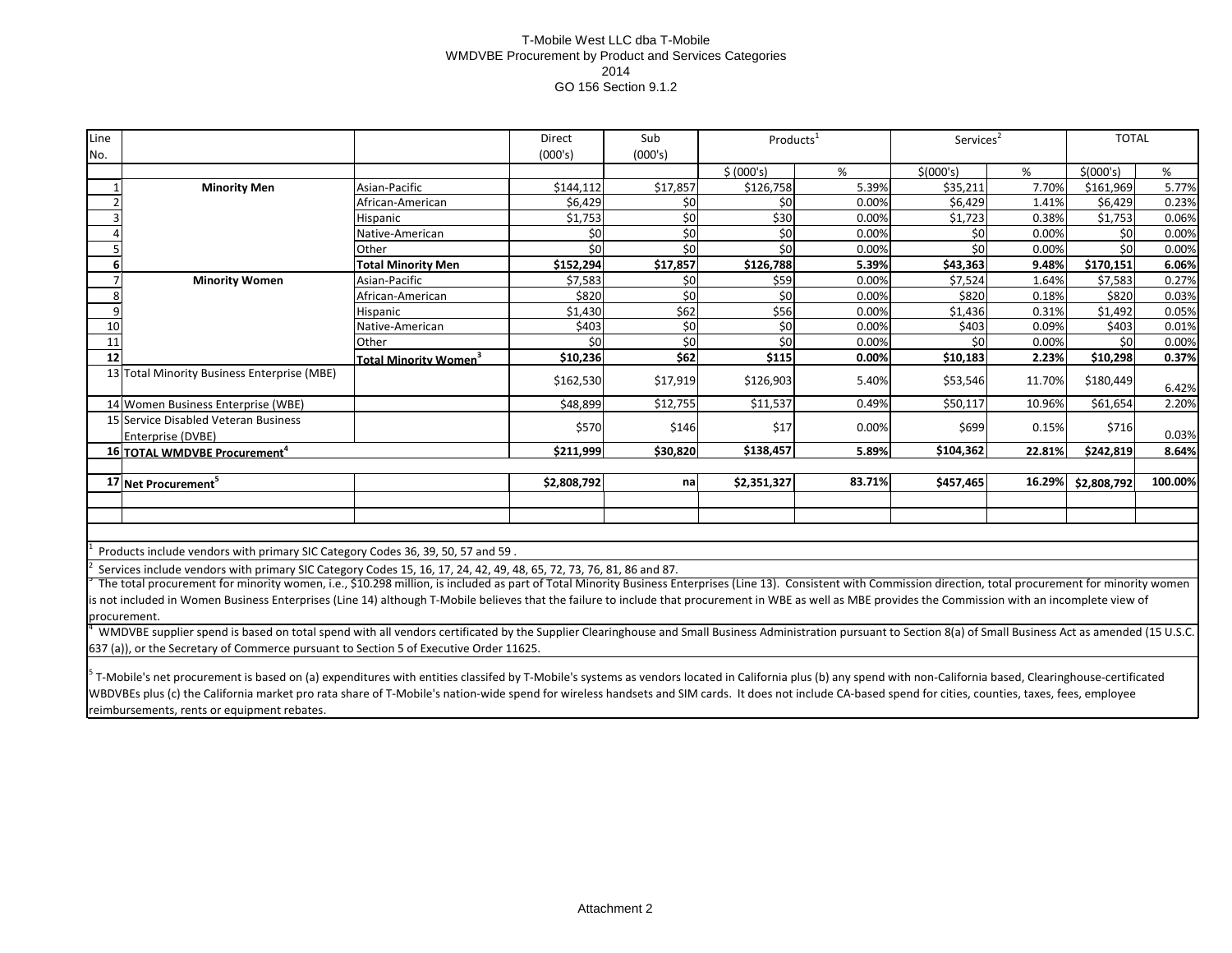T-Mobile West LLC dba T-Mobile
WMDVBE Procurement by Product and Services Categories
2014
GO 156 Section 9.1.2

| Line No. | | | Direct (000's) | Sub (000's) | Products[1] | | Services[2] | | TOTAL | |
|---|---|---|---|---|---|---|---|---|---|---|
| | | | | | $ (000's) | % | $(000's) | % | $(000's) | % |
| 1 | **Minority Men** | Asian-Pacific | $144,112 | $17,857 | $126,758 | 5.39% | $35,211 | 7.70% | $161,969 | 5.77% |
| 2 | | African-American | $6,429 | $0 | $0 | 0.00% | $6,429 | 1.41% | $6,429 | 0.23% |
| 3 | | Hispanic | $1,753 | $0 | $30 | 0.00% | $1,723 | 0.38% | $1,753 | 0.06% |
| 4 | | Native-American | $0 | $0 | $0 | 0.00% | $0 | 0.00% | $0 | 0.00% |
| 5 | | Other | $0 | $0 | $0 | 0.00% | $0 | 0.00% | $0 | 0.00% |
| **6** | | **Total Minority Men** | **$152,294** | **$17,857** | **$126,788** | **5.39%** | **$43,363** | **9.48%** | **$170,151** | **6.06%** |
| 7 | **Minority Women** | Asian-Pacific | $7,583 | $0 | $59 | 0.00% | $7,524 | 1.64% | $7,583 | 0.27% |
| 8 | | African-American | $820 | $0 | $0 | 0.00% | $820 | 0.18% | $820 | 0.03% |
| 9 | | Hispanic | $1,430 | $62 | $56 | 0.00% | $1,436 | 0.31% | $1,492 | 0.05% |
| 10 | | Native-American | $403 | $0 | $0 | 0.00% | $403 | 0.09% | $403 | 0.01% |
| 11 | | Other | $0 | $0 | $0 | 0.00% | $0 | 0.00% | $0 | 0.00% |
| **12** | | **Total Minority Women[3]** | **$10,236** | **$62** | **$115** | **0.00%** | **$10,183** | **2.23%** | **$10,298** | **0.37%** |
| 13 | Total Minority Business Enterprise (MBE) | | $162,530 | $17,919 | $126,903 | 5.40% | $53,546 | 11.70% | $180,449 | 6.42% |
| 14 | Women Business Enterprise (WBE) | | $48,899 | $12,755 | $11,537 | 0.49% | $50,117 | 10.96% | $61,654 | 2.20% |
| 15 | Service Disabled Veteran Business Enterprise (DVBE) | | $570 | $146 | $17 | 0.00% | $699 | 0.15% | $716 | 0.03% |
| **16** | **TOTAL WMDVBE Procurement[4]** | | **$211,999** | **$30,820** | **$138,457** | **5.89%** | **$104,362** | **22.81%** | **$242,819** | **8.64%** |
| | | | | | | | | | | |
| **17** | **Net Procurement[5]** | | **$2,808,792** | **na** | **$2,351,327** | **83.71%** | **$457,465** | **16.29%** | **$2,808,792** | **100.00%** |

[1] Products include vendors with primary SIC Category Codes 36, 39, 50, 57 and 59 .

[2] Services include vendors with primary SIC Category Codes 15, 16, 17, 24, 42, 49, 48, 65, 72, 73, 76, 81, 86 and 87.

[3] The total procurement for minority women, i.e., $10.298 million, is included as part of Total Minority Business Enterprises (Line 13). Consistent with Commission direction, total procurement for minority women is not included in Women Business Enterprises (Line 14) although T-Mobile believes that the failure to include that procurement in WBE as well as MBE provides the Commission with an incomplete view of procurement.

[4] WMDVBE supplier spend is based on total spend with all vendors certificated by the Supplier Clearinghouse and Small Business Administration pursuant to Section 8(a) of Small Business Act as amended (15 U.S.C. 637 (a)), or the Secretary of Commerce pursuant to Section 5 of Executive Order 11625.

[5] T-Mobile's net procurement is based on (a) expenditures with entities classifed by T-Mobile's systems as vendors located in California plus (b) any spend with non-California based, Clearinghouse-certificated WBDVBEs plus (c) the California market pro rata share of T-Mobile's nation-wide spend for wireless handsets and SIM cards. It does not include CA-based spend for cities, counties, taxes, fees, employee reimbursements, rents or equipment rebates.

Attachment 2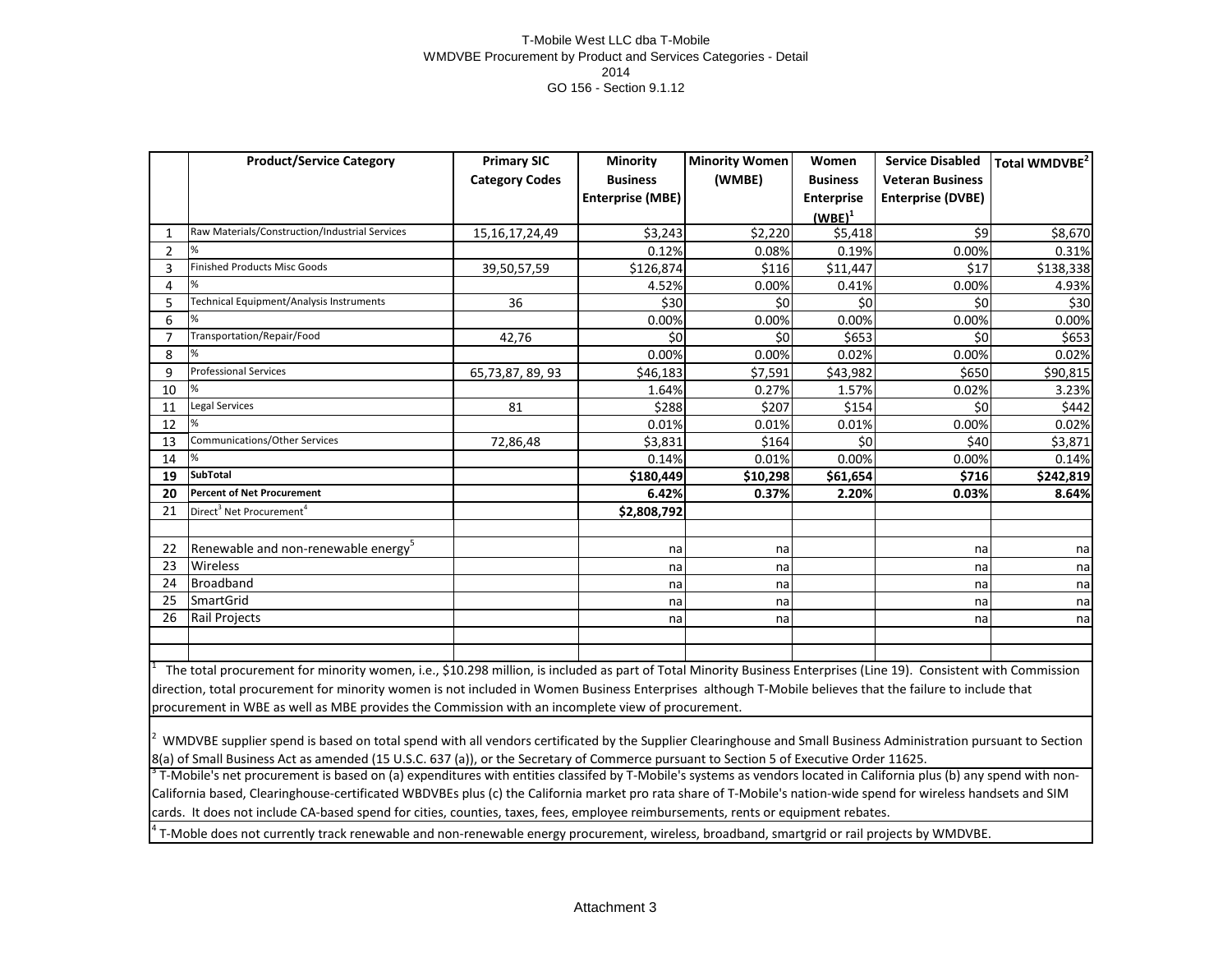T-Mobile West LLC dba T-Mobile
WMDVBE Procurement by Product and Services Categories - Detail
2014
GO 156 - Section 9.1.12

| | Product/Service Category | Primary SIC Category Codes | Minority Business Enterprise (MBE) | Minority Women (WMBE) | Women Business Enterprise (WBE)[1] | Service Disabled Veteran Business Enterprise (DVBE) | Total WMDVBE[2] |
|---|---|---|---|---|---|---|---|
| 1 | Raw Materials/Construction/Industrial Services | 15,16,17,24,49 | $3,243 | $2,220 | $5,418 | $9 | $8,670 |
| 2 | % | | 0.12% | 0.08% | 0.19% | 0.00% | 0.31% |
| 3 | Finished Products Misc Goods | 39,50,57,59 | $126,874 | $116 | $11,447 | $17 | $138,338 |
| 4 | % | | 4.52% | 0.00% | 0.41% | 0.00% | 4.93% |
| 5 | Technical Equipment/Analysis Instruments | 36 | $30 | $0 | $0 | $0 | $30 |
| 6 | % | | 0.00% | 0.00% | 0.00% | 0.00% | 0.00% |
| 7 | Transportation/Repair/Food | 42,76 | $0 | $0 | $653 | $0 | $653 |
| 8 | % | | 0.00% | 0.00% | 0.02% | 0.00% | 0.02% |
| 9 | Professional Services | 65,73,87, 89, 93 | $46,183 | $7,591 | $43,982 | $650 | $90,815 |
| 10 | % | | 1.64% | 0.27% | 1.57% | 0.02% | 3.23% |
| 11 | Legal Services | 81 | $288 | $207 | $154 | $0 | $442 |
| 12 | % | | 0.01% | 0.01% | 0.01% | 0.00% | 0.02% |
| 13 | Communications/Other Services | 72,86,48 | $3,831 | $164 | $0 | $40 | $3,871 |
| 14 | % | | 0.14% | 0.01% | 0.00% | 0.00% | 0.14% |
| **19** | **SubTotal** | | **$180,449** | **$10,298** | **$61,654** | **$716** | **$242,819** |
| **20** | **Percent of Net Procurement** | | **6.42%** | **0.37%** | **2.20%** | **0.03%** | **8.64%** |
| 21 | Direct[3] Net Procurement[4] | | $2,808,792 | | | | |
| | | | | | | | |
| 22 | Renewable and non-renewable energy[5] | | na | na | | na | na |
| 23 | Wireless | | na | na | | na | na |
| 24 | Broadband | | na | na | | na | na |
| 25 | SmartGrid | | na | na | | na | na |
| 26 | Rail Projects | | na | na | | na | na |

[1] The total procurement for minority women, i.e., $10.298 million, is included as part of Total Minority Business Enterprises (Line 19). Consistent with Commission direction, total procurement for minority women is not included in Women Business Enterprises although T-Mobile believes that the failure to include that procurement in WBE as well as MBE provides the Commission with an incomplete view of procurement.

[2] WMDVBE supplier spend is based on total spend with all vendors certificated by the Supplier Clearinghouse and Small Business Administration pursuant to Section 8(a) of Small Business Act as amended (15 U.S.C. 637 (a)), or the Secretary of Commerce pursuant to Section 5 of Executive Order 11625.

[3] T-Mobile's net procurement is based on (a) expenditures with entities classifed by T-Mobile's systems as vendors located in California plus (b) any spend with non-California based, Clearinghouse-certificated WBDVBEs plus (c) the California market pro rata share of T-Mobile's nation-wide spend for wireless handsets and SIM cards. It does not include CA-based spend for cities, counties, taxes, fees, employee reimbursements, rents or equipment rebates.

[4] T-Moble does not currently track renewable and non-renewable energy procurement, wireless, broadband, smartgrid or rail projects by WMDVBE.

Attachment 3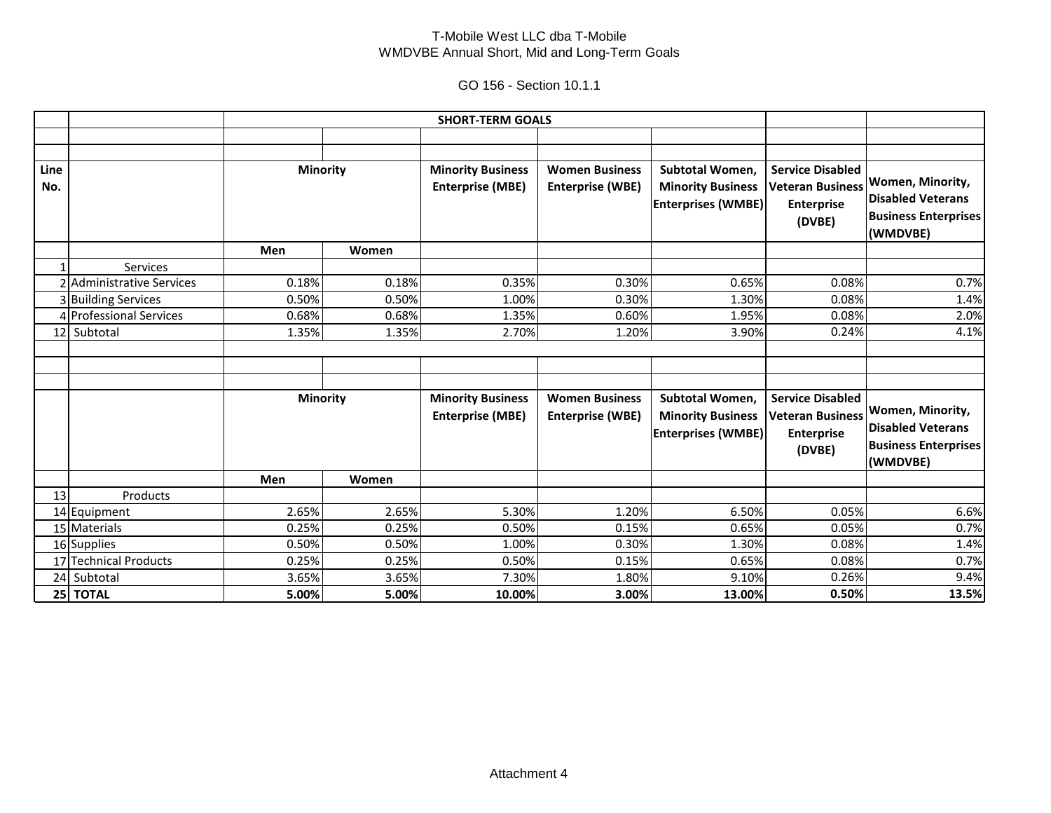T-Mobile West LLC dba T-Mobile
WMDVBE Annual Short, Mid and Long-Term Goals

GO 156 - Section 10.1.1

| | | SHORT-TERM GOALS | | | | | | |
|---|---|---|---|---|---|---|---|---|
| | | | | | | | | |
| | | | | | | | | |
| **Line No.** | | **Minority** | | **Minority Business Enterprise (MBE)** | **Women Business Enterprise (WBE)** | **Subtotal Women, Minority Business Enterprises (WMBE)** | **Service Disabled Veteran Business Enterprise (DVBE)** | **Women, Minority, Disabled Veterans Business Enterprises (WMDVBE)** |
| | | **Men** | **Women** | | | | | |
| 1 | Services | | | | | | | |
| 2 | Administrative Services | 0.18% | 0.18% | 0.35% | 0.30% | 0.65% | 0.08% | 0.7% |
| 3 | Building Services | 0.50% | 0.50% | 1.00% | 0.30% | 1.30% | 0.08% | 1.4% |
| 4 | Professional Services | 0.68% | 0.68% | 1.35% | 0.60% | 1.95% | 0.08% | 2.0% |
| 12 | Subtotal | 1.35% | 1.35% | 2.70% | 1.20% | 3.90% | 0.24% | 4.1% |
| | | | | | | | | |
| | | | | | | | | |
| | | | | | | | | |
| | | **Minority** | | **Minority Business Enterprise (MBE)** | **Women Business Enterprise (WBE)** | **Subtotal Women, Minority Business Enterprises (WMBE)** | **Service Disabled Veteran Business Enterprise (DVBE)** | **Women, Minority, Disabled Veterans Business Enterprises (WMDVBE)** |
| | | **Men** | **Women** | | | | | |
| 13 | Products | | | | | | | |
| 14 | Equipment | 2.65% | 2.65% | 5.30% | 1.20% | 6.50% | 0.05% | 6.6% |
| 15 | Materials | 0.25% | 0.25% | 0.50% | 0.15% | 0.65% | 0.05% | 0.7% |
| 16 | Supplies | 0.50% | 0.50% | 1.00% | 0.30% | 1.30% | 0.08% | 1.4% |
| 17 | Technical Products | 0.25% | 0.25% | 0.50% | 0.15% | 0.65% | 0.08% | 0.7% |
| 24 | Subtotal | 3.65% | 3.65% | 7.30% | 1.80% | 9.10% | 0.26% | 9.4% |
| **25** | **TOTAL** | **5.00%** | **5.00%** | **10.00%** | **3.00%** | **13.00%** | **0.50%** | **13.5%** |

Attachment 4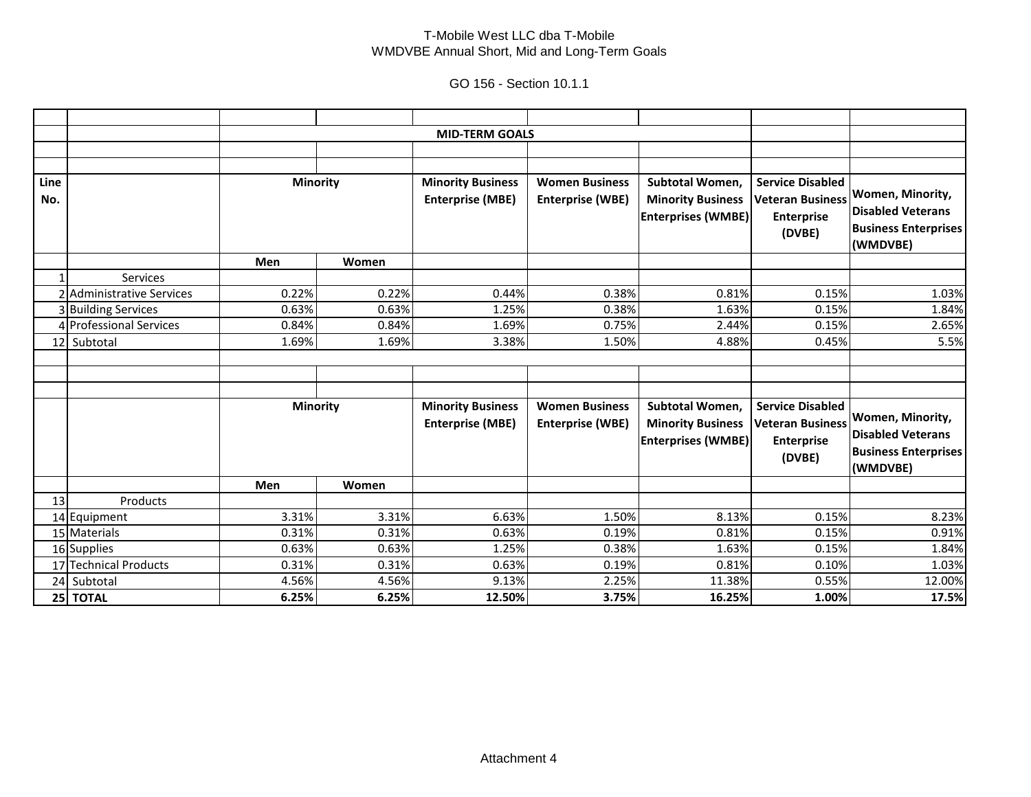T-Mobile West LLC dba T-Mobile
WMDVBE Annual Short, Mid and Long-Term Goals

GO 156 - Section 10.1.1

**MID-TERM GOALS**

| Line No. | | Minority | | Minority Business Enterprise (MBE) | Women Business Enterprise (WBE) | Subtotal Women, Minority Business Enterprises (WMBE) | Service Disabled Veteran Business Enterprise (DVBE) | Women, Minority, Disabled Veterans Business Enterprises (WMDVBE) |
|---|---|---|---|---|---|---|---|---|
| | | **Men** | **Women** | | | | | |
| 1 | Services | | | | | | | |
| 2 | Administrative Services | 0.22% | 0.22% | 0.44% | 0.38% | 0.81% | 0.15% | 1.03% |
| 3 | Building Services | 0.63% | 0.63% | 1.25% | 0.38% | 1.63% | 0.15% | 1.84% |
| 4 | Professional Services | 0.84% | 0.84% | 1.69% | 0.75% | 2.44% | 0.15% | 2.65% |
| 12 | Subtotal | 1.69% | 1.69% | 3.38% | 1.50% | 4.88% | 0.45% | 5.5% |

| Line No. | | Minority | | Minority Business Enterprise (MBE) | Women Business Enterprise (WBE) | Subtotal Women, Minority Business Enterprises (WMBE) | Service Disabled Veteran Business Enterprise (DVBE) | Women, Minority, Disabled Veterans Business Enterprises (WMDVBE) |
|---|---|---|---|---|---|---|---|---|
| | | **Men** | **Women** | | | | | |
| 13 | Products | | | | | | | |
| 14 | Equipment | 3.31% | 3.31% | 6.63% | 1.50% | 8.13% | 0.15% | 8.23% |
| 15 | Materials | 0.31% | 0.31% | 0.63% | 0.19% | 0.81% | 0.15% | 0.91% |
| 16 | Supplies | 0.63% | 0.63% | 1.25% | 0.38% | 1.63% | 0.15% | 1.84% |
| 17 | Technical Products | 0.31% | 0.31% | 0.63% | 0.19% | 0.81% | 0.10% | 1.03% |
| 24 | Subtotal | 4.56% | 4.56% | 9.13% | 2.25% | 11.38% | 0.55% | 12.00% |
| **25** | **TOTAL** | **6.25%** | **6.25%** | **12.50%** | **3.75%** | **16.25%** | **1.00%** | **17.5%** |

Attachment 4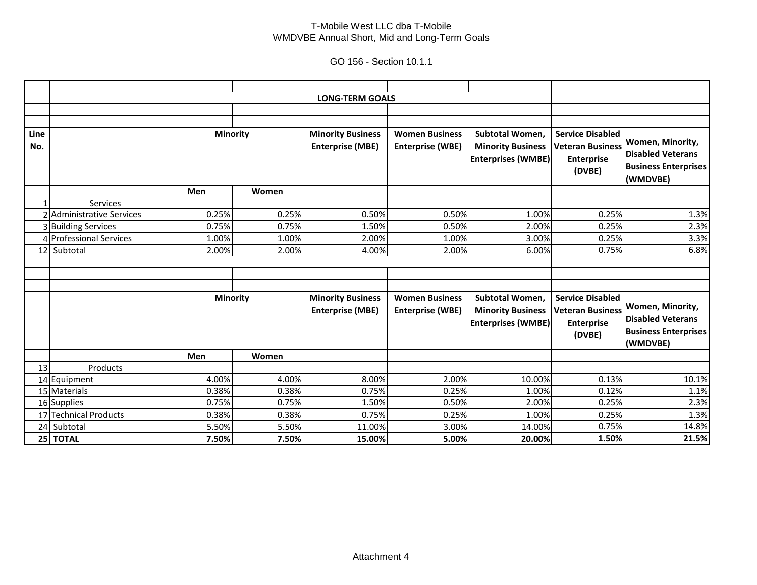T-Mobile West LLC dba T-Mobile
WMDVBE Annual Short, Mid and Long-Term Goals

GO 156 - Section 10.1.1

| | | | | | | | | |
|---|---|---|---|---|---|---|---|---|
| | | **LONG-TERM GOALS** | | | | | | |
| **Line No.** | | **Minority** | | **Minority Business Enterprise (MBE)** | **Women Business Enterprise (WBE)** | **Subtotal Women, Minority Business Enterprises (WMBE)** | **Service Disabled Veteran Business Enterprise (DVBE)** | **Women, Minority, Disabled Veterans Business Enterprises (WMDVBE)** |
| | | **Men** | **Women** | | | | | |
| 1 | Services | | | | | | | |
| 2 | Administrative Services | 0.25% | 0.25% | 0.50% | 0.50% | 1.00% | 0.25% | 1.3% |
| 3 | Building Services | 0.75% | 0.75% | 1.50% | 0.50% | 2.00% | 0.25% | 2.3% |
| 4 | Professional Services | 1.00% | 1.00% | 2.00% | 1.00% | 3.00% | 0.25% | 3.3% |
| 12 | Subtotal | 2.00% | 2.00% | 4.00% | 2.00% | 6.00% | 0.75% | 6.8% |
| | | | | | | | | |
| | | **Minority** | | **Minority Business Enterprise (MBE)** | **Women Business Enterprise (WBE)** | **Subtotal Women, Minority Business Enterprises (WMBE)** | **Service Disabled Veteran Business Enterprise (DVBE)** | **Women, Minority, Disabled Veterans Business Enterprises (WMDVBE)** |
| | | **Men** | **Women** | | | | | |
| 13 | Products | | | | | | | |
| 14 | Equipment | 4.00% | 4.00% | 8.00% | 2.00% | 10.00% | 0.13% | 10.1% |
| 15 | Materials | 0.38% | 0.38% | 0.75% | 0.25% | 1.00% | 0.12% | 1.1% |
| 16 | Supplies | 0.75% | 0.75% | 1.50% | 0.50% | 2.00% | 0.25% | 2.3% |
| 17 | Technical Products | 0.38% | 0.38% | 0.75% | 0.25% | 1.00% | 0.25% | 1.3% |
| 24 | Subtotal | 5.50% | 5.50% | 11.00% | 3.00% | 14.00% | 0.75% | 14.8% |
| **25** | **TOTAL** | **7.50%** | **7.50%** | **15.00%** | **5.00%** | **20.00%** | **1.50%** | **21.5%** |

Attachment 4